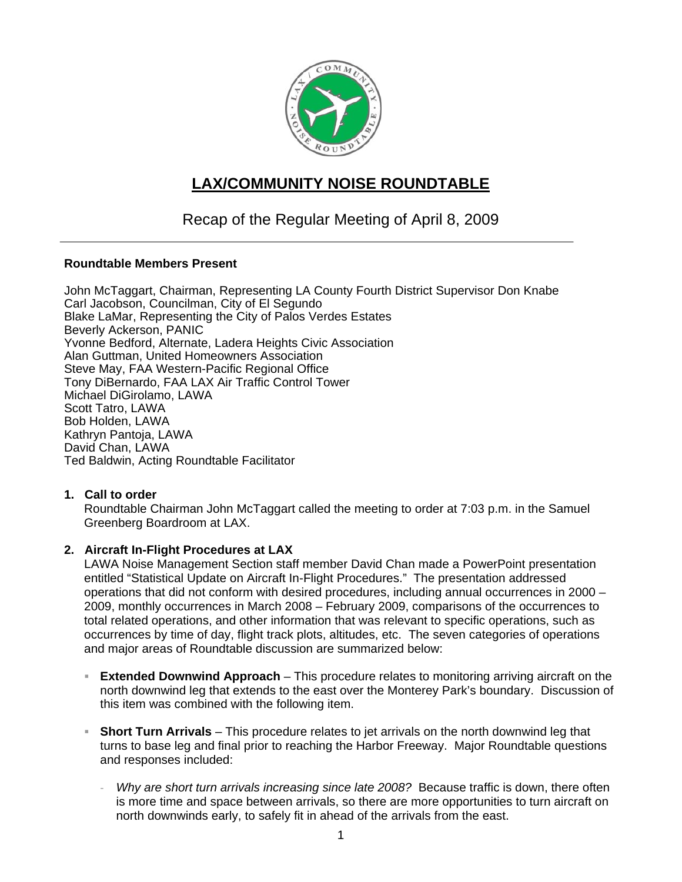# LAX/COMMUNITY NOISE ROUNDTABLE

## Recap of the Regular Meeting of April 8, 2009

---

**Roundtable Members Present**

John McTaggart, Chairman, Representing LA County Fourth District Supervisor Don Knabe
Carl Jacobson, Councilman, City of El Segundo
Blake LaMar, Representing the City of Palos Verdes Estates
Beverly Ackerson, PANIC
Yvonne Bedford, Alternate, Ladera Heights Civic Association
Alan Guttman, United Homeowners Association
Steve May, FAA Western-Pacific Regional Office
Tony DiBernardo, FAA LAX Air Traffic Control Tower
Michael DiGirolamo, LAWA
Scott Tatro, LAWA
Bob Holden, LAWA
Kathryn Pantoja, LAWA
David Chan, LAWA
Ted Baldwin, Acting Roundtable Facilitator

1. **Call to order**
   Roundtable Chairman John McTaggart called the meeting to order at 7:03 p.m. in the Samuel Greenberg Boardroom at LAX.

2. **Aircraft In-Flight Procedures at LAX**
   LAWA Noise Management Section staff member David Chan made a PowerPoint presentation entitled "Statistical Update on Aircraft In-Flight Procedures." The presentation addressed operations that did not conform with desired procedures, including annual occurrences in 2000 – 2009, monthly occurrences in March 2008 – February 2009, comparisons of the occurrences to total related operations, and other information that was relevant to specific operations, such as occurrences by time of day, flight track plots, altitudes, etc. The seven categories of operations and major areas of Roundtable discussion are summarized below:

   - **Extended Downwind Approach** – This procedure relates to monitoring arriving aircraft on the north downwind leg that extends to the east over the Monterey Park's boundary. Discussion of this item was combined with the following item.

   - **Short Turn Arrivals** – This procedure relates to jet arrivals on the north downwind leg that turns to base leg and final prior to reaching the Harbor Freeway. Major Roundtable questions and responses included:

     - *Why are short turn arrivals increasing since late 2008?* Because traffic is down, there often is more time and space between arrivals, so there are more opportunities to turn aircraft on north downwinds early, to safely fit in ahead of the arrivals from the east.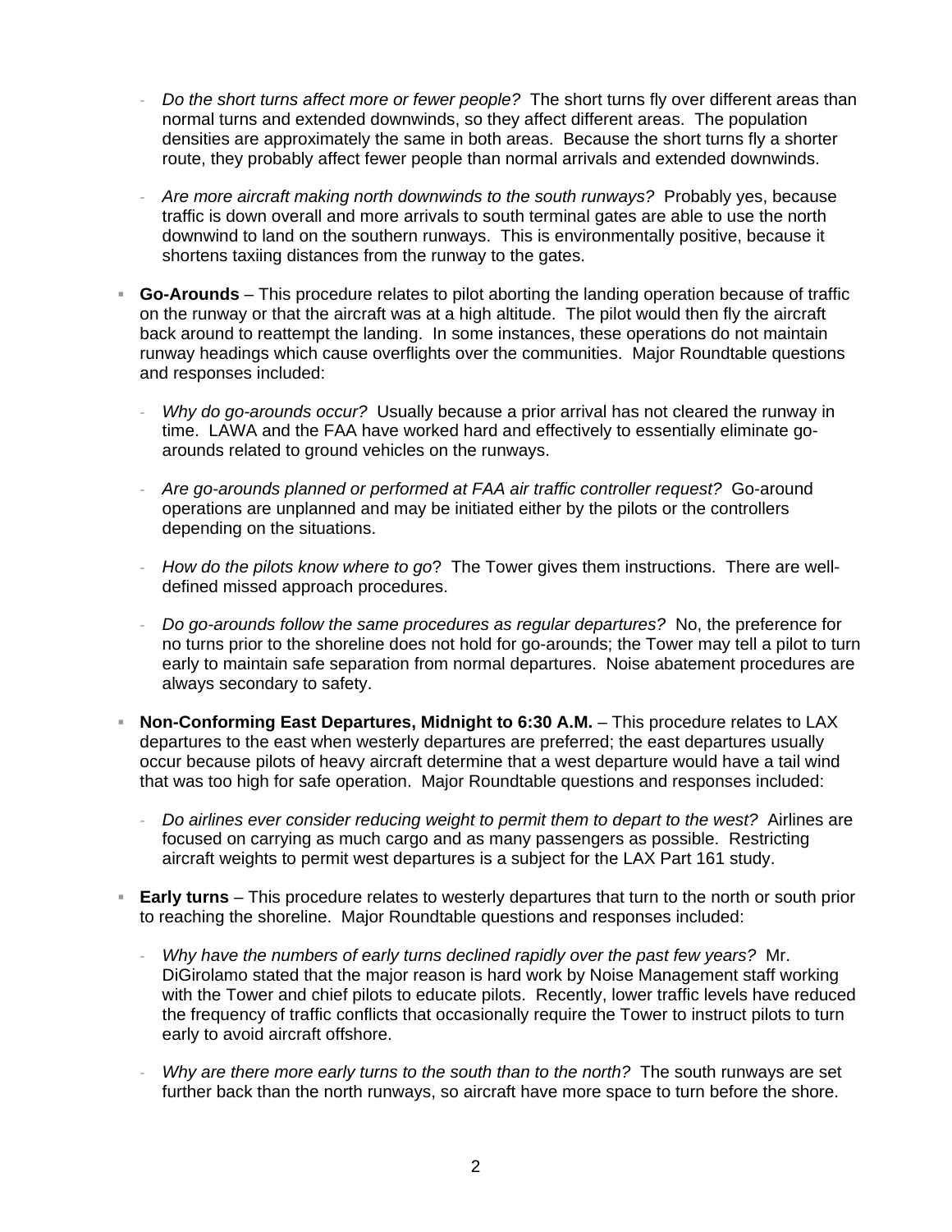- *Do the short turns affect more or fewer people?* The short turns fly over different areas than normal turns and extended downwinds, so they affect different areas. The population densities are approximately the same in both areas. Because the short turns fly a shorter route, they probably affect fewer people than normal arrivals and extended downwinds.

- *Are more aircraft making north downwinds to the south runways?* Probably yes, because traffic is down overall and more arrivals to south terminal gates are able to use the north downwind to land on the southern runways. This is environmentally positive, because it shortens taxiing distances from the runway to the gates.

- **Go-Arounds** – This procedure relates to pilot aborting the landing operation because of traffic on the runway or that the aircraft was at a high altitude. The pilot would then fly the aircraft back around to reattempt the landing. In some instances, these operations do not maintain runway headings which cause overflights over the communities. Major Roundtable questions and responses included:

  - *Why do go-arounds occur?* Usually because a prior arrival has not cleared the runway in time. LAWA and the FAA have worked hard and effectively to essentially eliminate go-arounds related to ground vehicles on the runways.

  - *Are go-arounds planned or performed at FAA air traffic controller request?* Go-around operations are unplanned and may be initiated either by the pilots or the controllers depending on the situations.

  - *How do the pilots know where to go*? The Tower gives them instructions. There are well-defined missed approach procedures.

  - *Do go-arounds follow the same procedures as regular departures?* No, the preference for no turns prior to the shoreline does not hold for go-arounds; the Tower may tell a pilot to turn early to maintain safe separation from normal departures. Noise abatement procedures are always secondary to safety.

- **Non-Conforming East Departures, Midnight to 6:30 A.M.** – This procedure relates to LAX departures to the east when westerly departures are preferred; the east departures usually occur because pilots of heavy aircraft determine that a west departure would have a tail wind that was too high for safe operation. Major Roundtable questions and responses included:

  - *Do airlines ever consider reducing weight to permit them to depart to the west?* Airlines are focused on carrying as much cargo and as many passengers as possible. Restricting aircraft weights to permit west departures is a subject for the LAX Part 161 study.

- **Early turns** – This procedure relates to westerly departures that turn to the north or south prior to reaching the shoreline. Major Roundtable questions and responses included:

  - *Why have the numbers of early turns declined rapidly over the past few years?* Mr. DiGirolamo stated that the major reason is hard work by Noise Management staff working with the Tower and chief pilots to educate pilots. Recently, lower traffic levels have reduced the frequency of traffic conflicts that occasionally require the Tower to instruct pilots to turn early to avoid aircraft offshore.

  - *Why are there more early turns to the south than to the north?* The south runways are set further back than the north runways, so aircraft have more space to turn before the shore.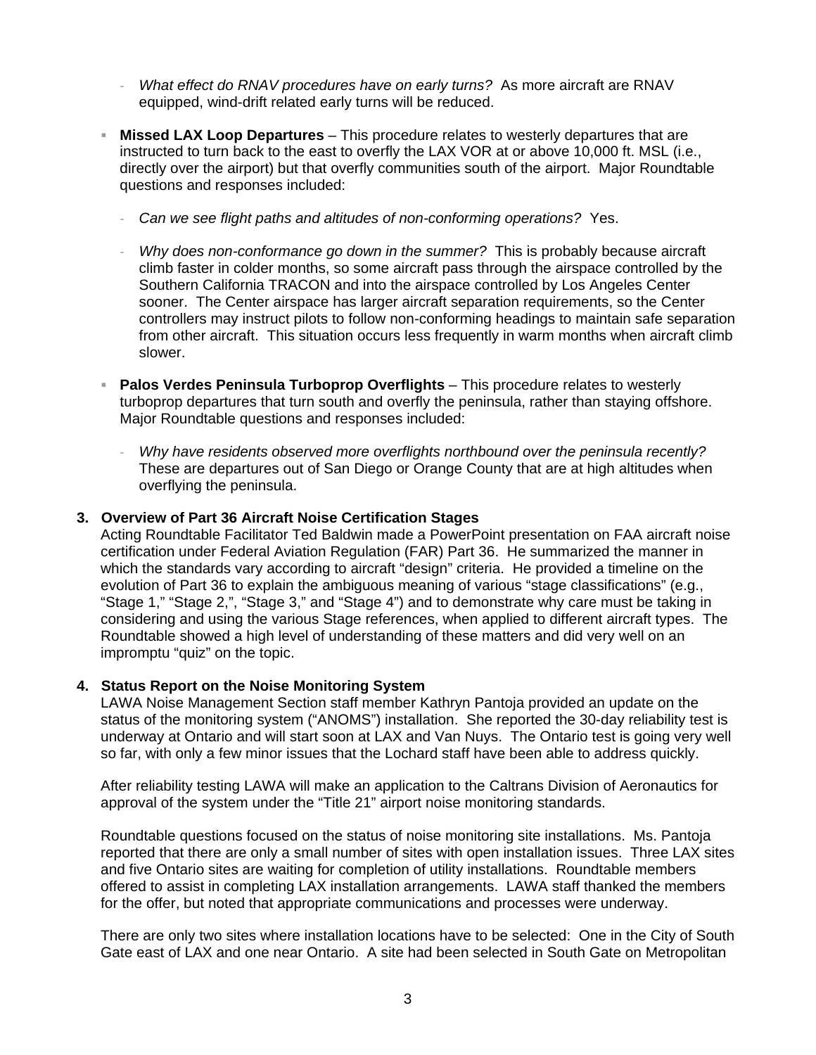- *What effect do RNAV procedures have on early turns?* As more aircraft are RNAV equipped, wind-drift related early turns will be reduced.

- **Missed LAX Loop Departures** – This procedure relates to westerly departures that are instructed to turn back to the east to overfly the LAX VOR at or above 10,000 ft. MSL (i.e., directly over the airport) but that overfly communities south of the airport. Major Roundtable questions and responses included:

  - *Can we see flight paths and altitudes of non-conforming operations?* Yes.

  - *Why does non-conformance go down in the summer?* This is probably because aircraft climb faster in colder months, so some aircraft pass through the airspace controlled by the Southern California TRACON and into the airspace controlled by Los Angeles Center sooner. The Center airspace has larger aircraft separation requirements, so the Center controllers may instruct pilots to follow non-conforming headings to maintain safe separation from other aircraft. This situation occurs less frequently in warm months when aircraft climb slower.

- **Palos Verdes Peninsula Turboprop Overflights** – This procedure relates to westerly turboprop departures that turn south and overfly the peninsula, rather than staying offshore. Major Roundtable questions and responses included:

  - *Why have residents observed more overflights northbound over the peninsula recently?* These are departures out of San Diego or Orange County that are at high altitudes when overflying the peninsula.

**3. Overview of Part 36 Aircraft Noise Certification Stages**

Acting Roundtable Facilitator Ted Baldwin made a PowerPoint presentation on FAA aircraft noise certification under Federal Aviation Regulation (FAR) Part 36. He summarized the manner in which the standards vary according to aircraft "design" criteria. He provided a timeline on the evolution of Part 36 to explain the ambiguous meaning of various "stage classifications" (e.g., "Stage 1," "Stage 2,", "Stage 3," and "Stage 4") and to demonstrate why care must be taking in considering and using the various Stage references, when applied to different aircraft types. The Roundtable showed a high level of understanding of these matters and did very well on an impromptu "quiz" on the topic.

**4. Status Report on the Noise Monitoring System**

LAWA Noise Management Section staff member Kathryn Pantoja provided an update on the status of the monitoring system ("ANOMS") installation. She reported the 30-day reliability test is underway at Ontario and will start soon at LAX and Van Nuys. The Ontario test is going very well so far, with only a few minor issues that the Lochard staff have been able to address quickly.

After reliability testing LAWA will make an application to the Caltrans Division of Aeronautics for approval of the system under the "Title 21" airport noise monitoring standards.

Roundtable questions focused on the status of noise monitoring site installations. Ms. Pantoja reported that there are only a small number of sites with open installation issues. Three LAX sites and five Ontario sites are waiting for completion of utility installations. Roundtable members offered to assist in completing LAX installation arrangements. LAWA staff thanked the members for the offer, but noted that appropriate communications and processes were underway.

There are only two sites where installation locations have to be selected: One in the City of South Gate east of LAX and one near Ontario. A site had been selected in South Gate on Metropolitan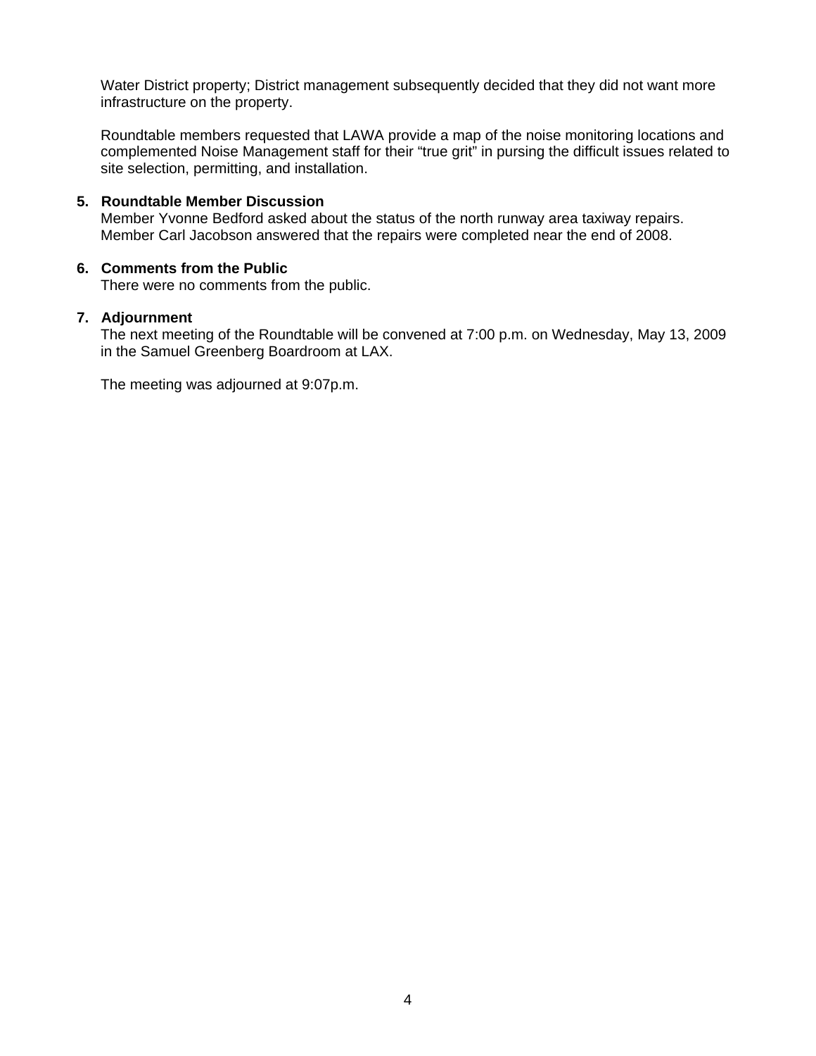Water District property; District management subsequently decided that they did not want more infrastructure on the property.

Roundtable members requested that LAWA provide a map of the noise monitoring locations and complemented Noise Management staff for their “true grit” in pursing the difficult issues related to site selection, permitting, and installation.

5. **Roundtable Member Discussion**
   Member Yvonne Bedford asked about the status of the north runway area taxiway repairs. Member Carl Jacobson answered that the repairs were completed near the end of 2008.

6. **Comments from the Public**
   There were no comments from the public.

7. **Adjournment**
   The next meeting of the Roundtable will be convened at 7:00 p.m. on Wednesday, May 13, 2009 in the Samuel Greenberg Boardroom at LAX.

   The meeting was adjourned at 9:07p.m.